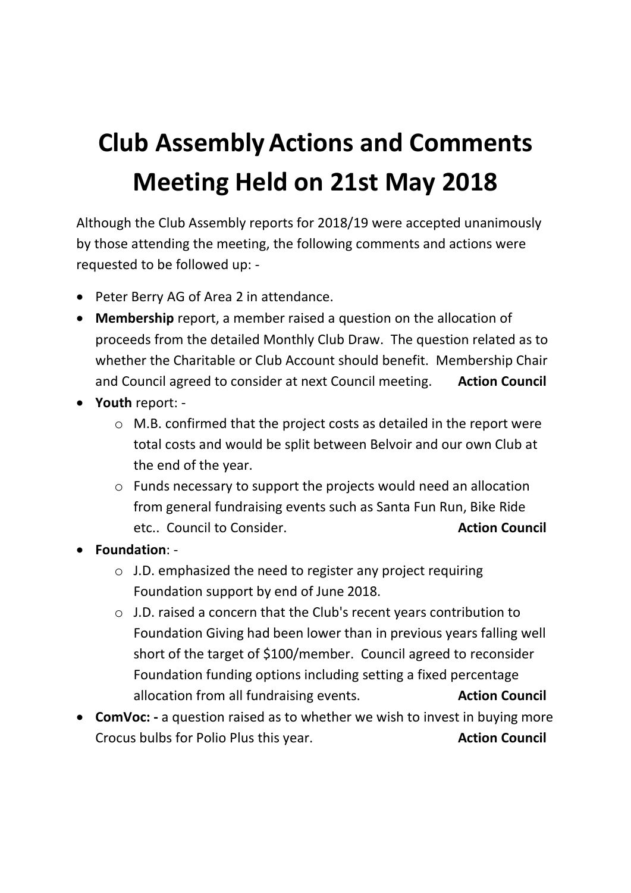# Club Assembly Actions and Comments Meeting Held on 21st May 2018

Although the Club Assembly reports for 2018/19 were accepted unanimously by those attending the meeting, the following comments and actions were requested to be followed up: -

- Peter Berry AG of Area 2 in attendance.
- **Membership** report, a member raised a question on the allocation of proceeds from the detailed Monthly Club Draw. The question related as to whether the Charitable or Club Account should benefit. Membership Chair and Council agreed to consider at next Council meeting. **Action Council**
- **Youth** report: -
  - M.B. confirmed that the project costs as detailed in the report were total costs and would be split between Belvoir and our own Club at the end of the year.
  - Funds necessary to support the projects would need an allocation from general fundraising events such as Santa Fun Run, Bike Ride etc.. Council to Consider. **Action Council**
- **Foundation**: -
  - J.D. emphasized the need to register any project requiring Foundation support by end of June 2018.
  - J.D. raised a concern that the Club's recent years contribution to Foundation Giving had been lower than in previous years falling well short of the target of $100/member. Council agreed to reconsider Foundation funding options including setting a fixed percentage allocation from all fundraising events. **Action Council**
- **ComVoc: -** a question raised as to whether we wish to invest in buying more Crocus bulbs for Polio Plus this year. **Action Council**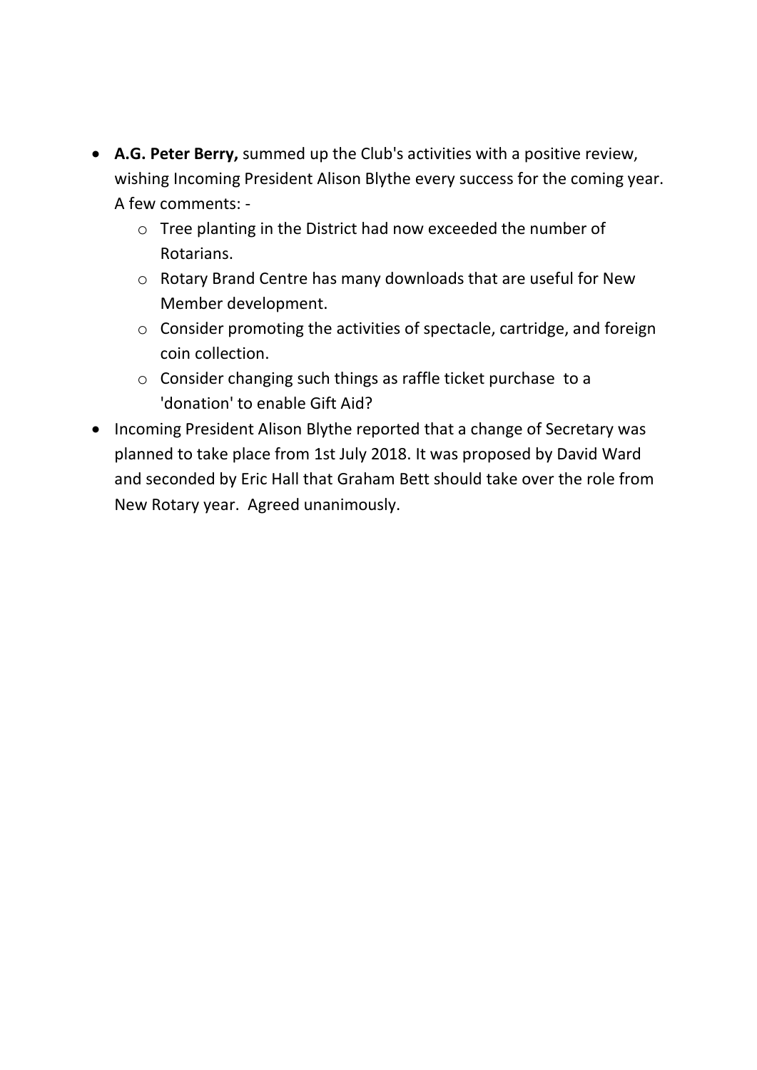- **A.G. Peter Berry,** summed up the Club's activities with a positive review, wishing Incoming President Alison Blythe every success for the coming year. A few comments: -
  - Tree planting in the District had now exceeded the number of Rotarians.
  - Rotary Brand Centre has many downloads that are useful for New Member development.
  - Consider promoting the activities of spectacle, cartridge, and foreign coin collection.
  - Consider changing such things as raffle ticket purchase to a 'donation' to enable Gift Aid?
- Incoming President Alison Blythe reported that a change of Secretary was planned to take place from 1st July 2018. It was proposed by David Ward and seconded by Eric Hall that Graham Bett should take over the role from New Rotary year. Agreed unanimously.